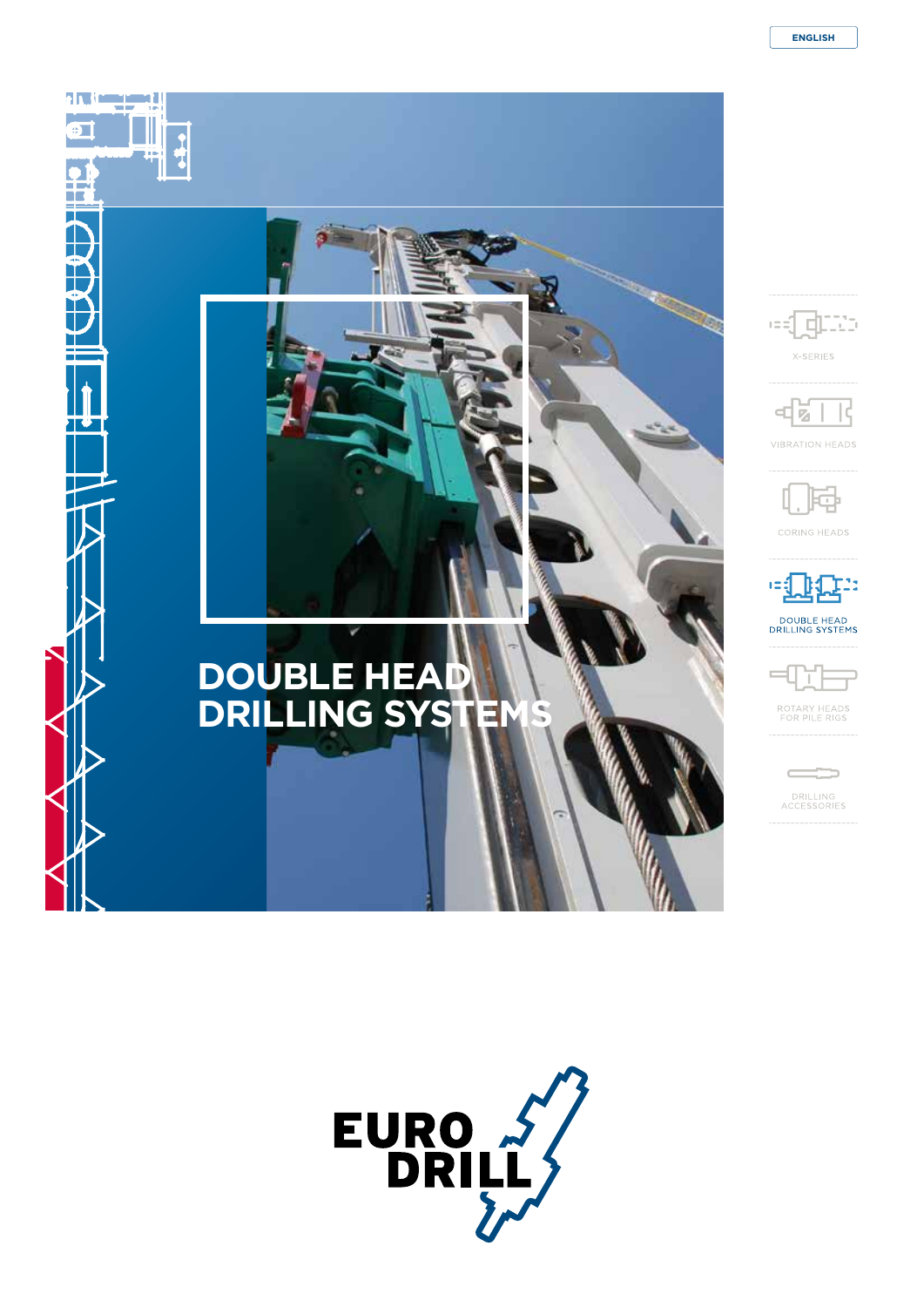ENGLISH

# DOUBLE HEAD DRILLING SYSTEMS

X-SERIES

VIBRATION HEADS

CORING HEADS

DOUBLE HEAD DRILLING SYSTEMS

ROTARY HEADS FOR PILE RIGS

DRILLING ACCESSORIES

EURO DRILL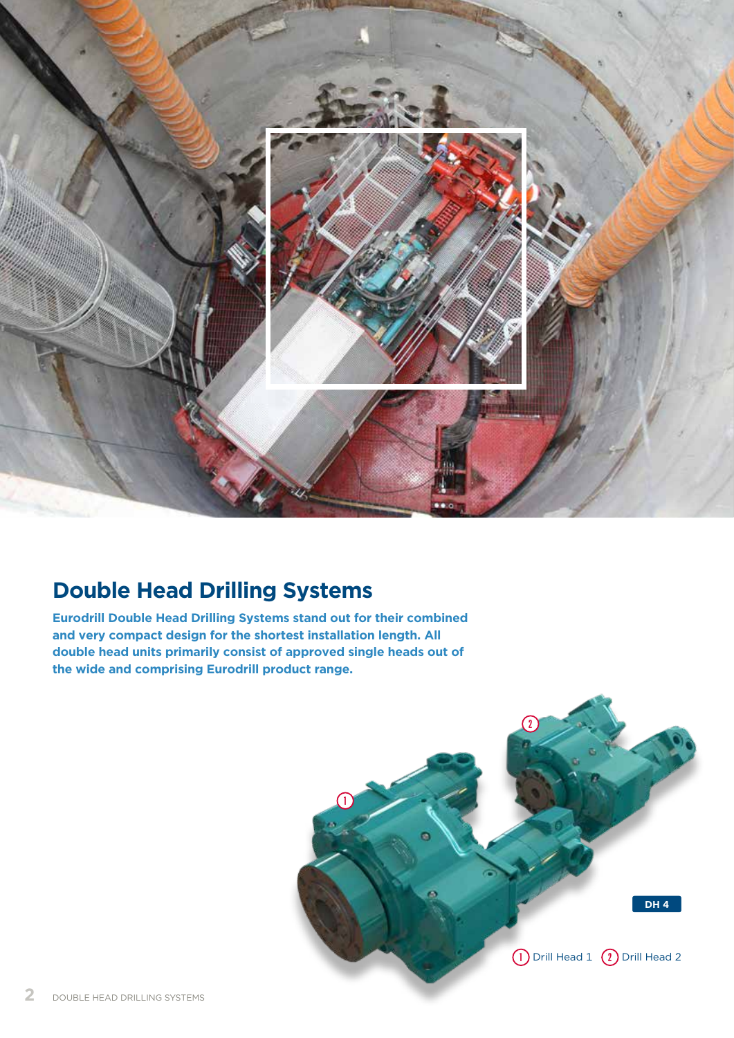## Double Head Drilling Systems

**Eurodrill Double Head Drilling Systems stand out for their combined and very compact design for the shortest installation length. All double head units primarily consist of approved single heads out of the wide and comprising Eurodrill product range.**

DH 4

① Drill Head 1 ② Drill Head 2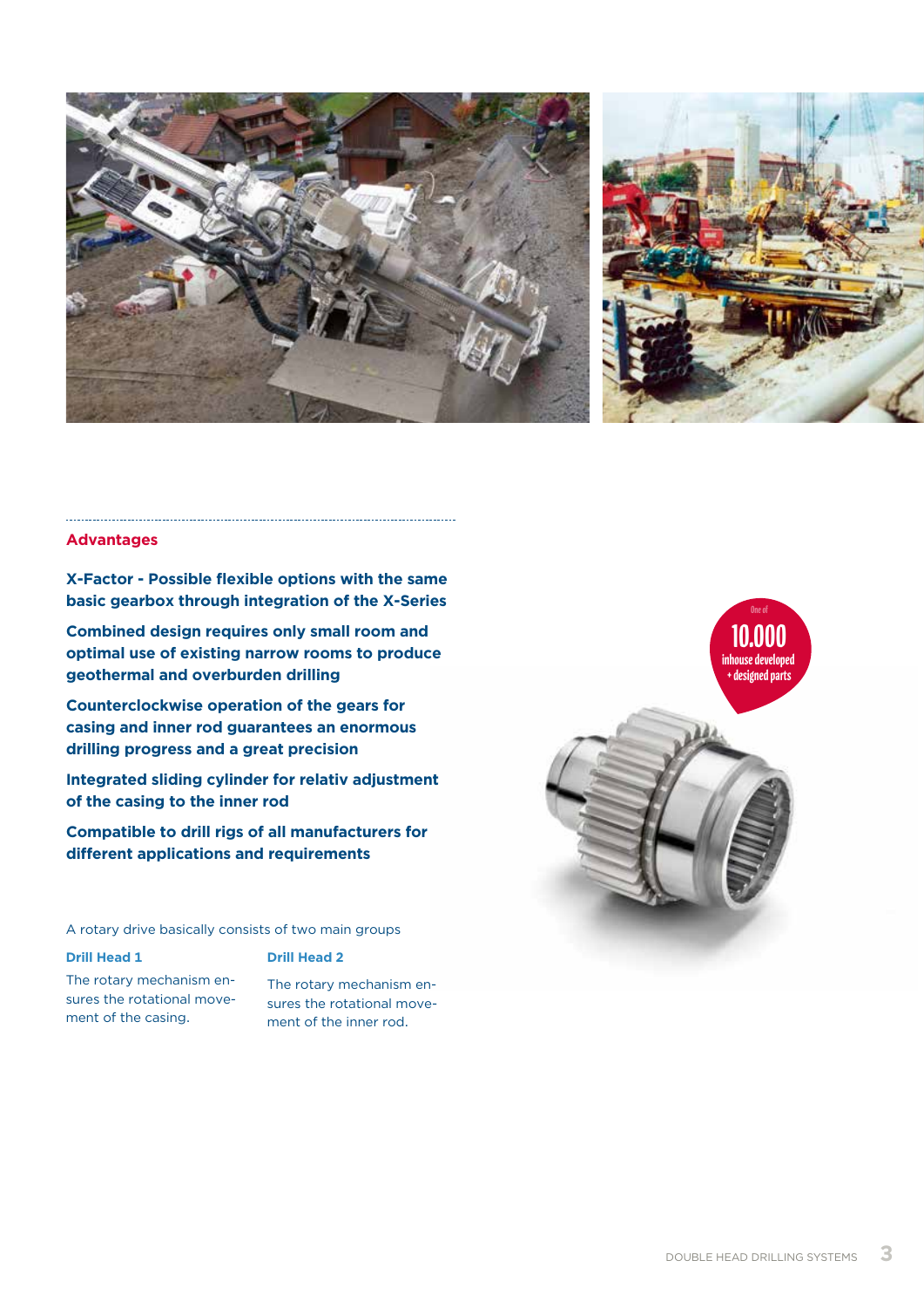## Advantages

**X-Factor - Possible flexible options with the same basic gearbox through integration of the X-Series**

**Combined design requires only small room and optimal use of existing narrow rooms to produce geothermal and overburden drilling**

**Counterclockwise operation of the gears for casing and inner rod guarantees an enormous drilling progress and a great precision**

**Integrated sliding cylinder for relativ adjustment of the casing to the inner rod**

**Compatible to drill rigs of all manufacturers for different applications and requirements**

One of **10.000** inhouse developed + designed parts

A rotary drive basically consists of two main groups

### Drill Head 1

The rotary mechanism ensures the rotational movement of the casing.

### Drill Head 2

The rotary mechanism ensures the rotational movement of the inner rod.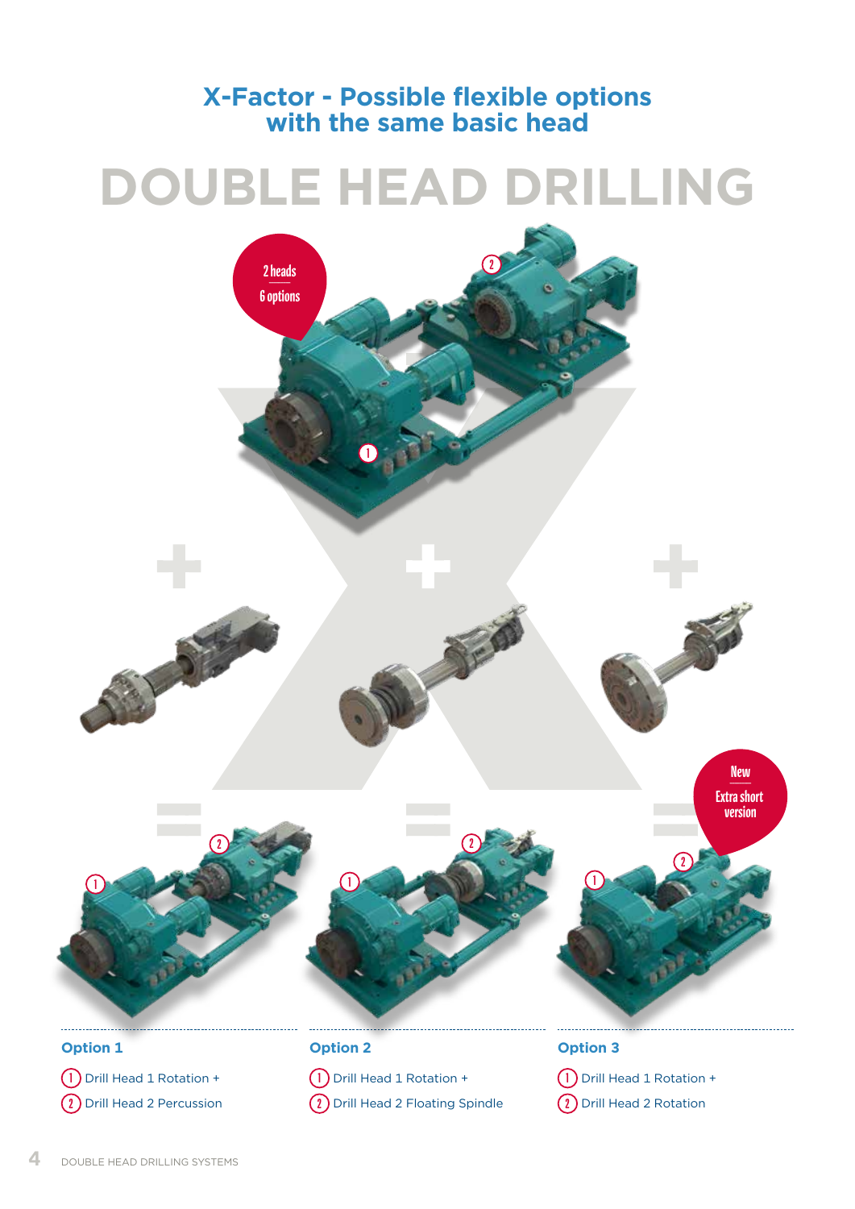## X-Factor - Possible flexible options with the same basic head

# DOUBLE HEAD DRILLING

2 heads
6 options

New
Extra short version

### Option 1

1. Drill Head 1 Rotation +
2. Drill Head 2 Percussion

### Option 2

1. Drill Head 1 Rotation +
2. Drill Head 2 Floating Spindle

### Option 3

1. Drill Head 1 Rotation +
2. Drill Head 2 Rotation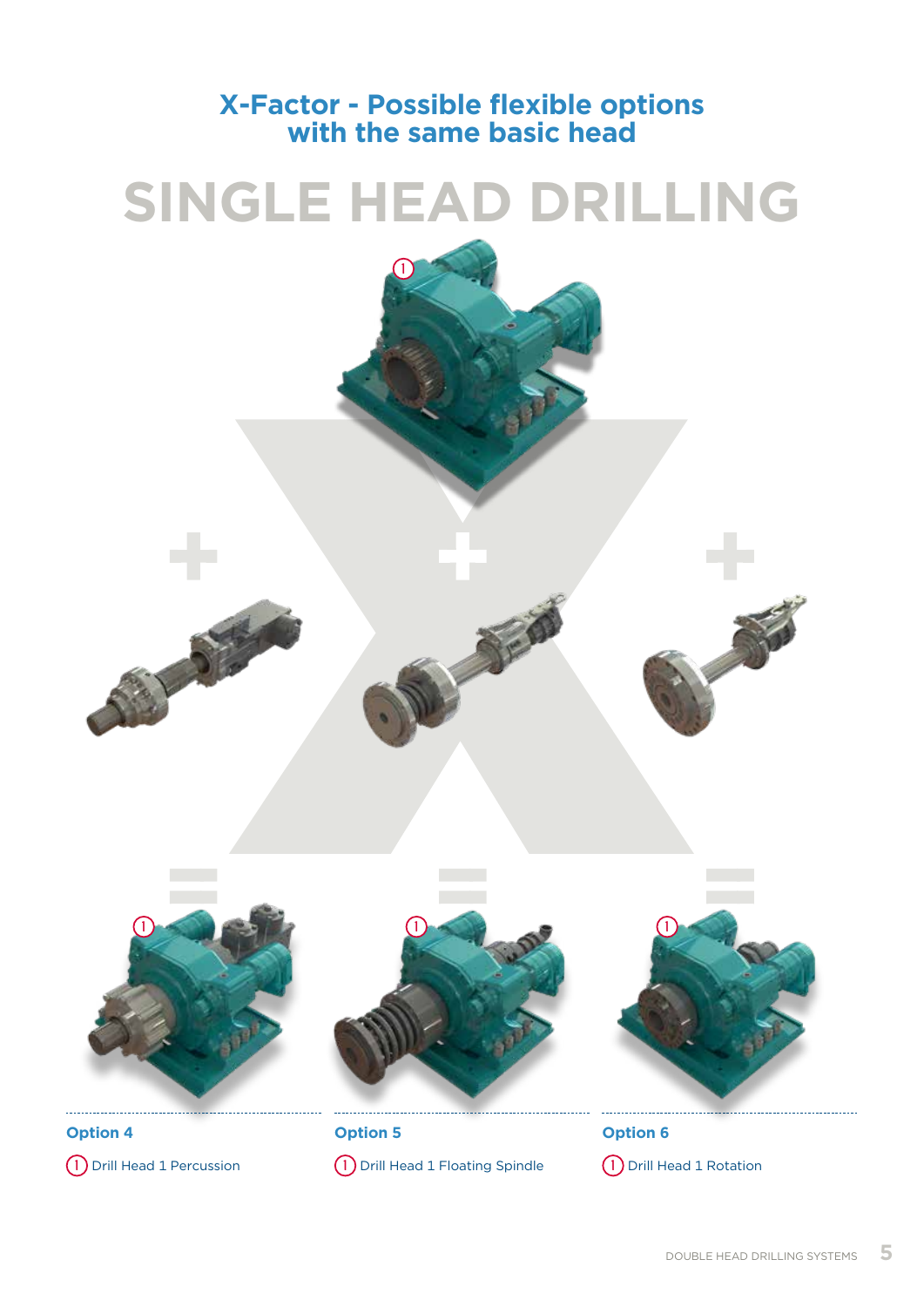## X-Factor - Possible flexible options with the same basic head

# SINGLE HEAD DRILLING

**Option 4**

① Drill Head 1 Percussion

**Option 5**

① Drill Head 1 Floating Spindle

**Option 6**

① Drill Head 1 Rotation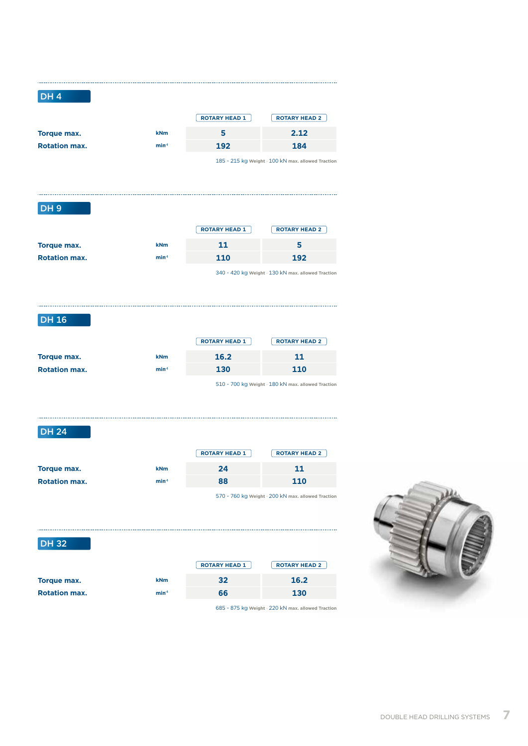## DH 4

| | | ROTARY HEAD 1 | ROTARY HEAD 2 |
|---|---|---|---|
| **Torque max.** | kNm | 5 | 2.12 |
| **Rotation max.** | $min^{-1}$ | 192 | 184 |

185 - 215 kg Weight · 100 kN max. allowed Traction

## DH 9

| | | ROTARY HEAD 1 | ROTARY HEAD 2 |
|---|---|---|---|
| **Torque max.** | kNm | 11 | 5 |
| **Rotation max.** | $min^{-1}$ | 110 | 192 |

340 - 420 kg Weight · 130 kN max. allowed Traction

## DH 16

| | | ROTARY HEAD 1 | ROTARY HEAD 2 |
|---|---|---|---|
| **Torque max.** | kNm | 16.2 | 11 |
| **Rotation max.** | $min^{-1}$ | 130 | 110 |

510 - 700 kg Weight · 180 kN max. allowed Traction

## DH 24

| | | ROTARY HEAD 1 | ROTARY HEAD 2 |
|---|---|---|---|
| **Torque max.** | kNm | 24 | 11 |
| **Rotation max.** | $min^{-1}$ | 88 | 110 |

570 - 760 kg Weight · 200 kN max. allowed Traction

## DH 32

| | | ROTARY HEAD 1 | ROTARY HEAD 2 |
|---|---|---|---|
| **Torque max.** | kNm | 32 | 16.2 |
| **Rotation max.** | $min^{-1}$ | 66 | 130 |

685 - 875 kg Weight · 220 kN max. allowed Traction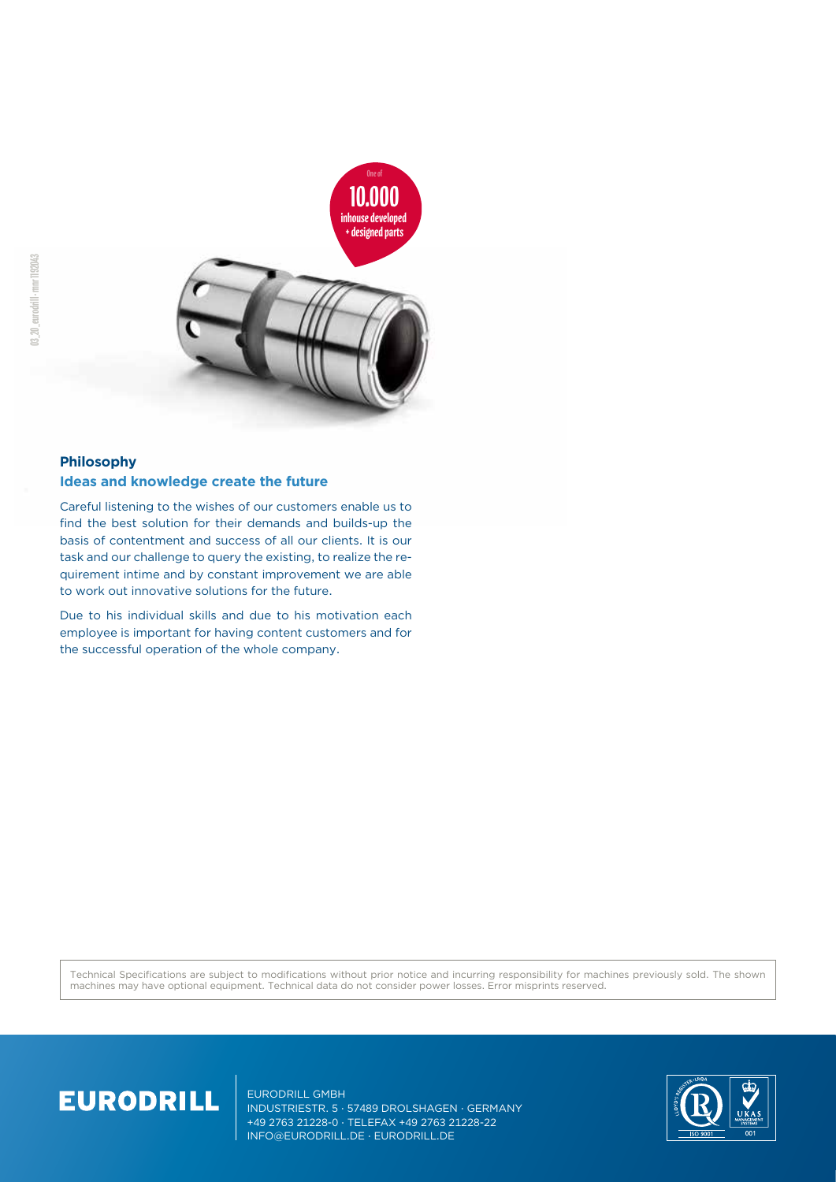One of
**10.000**
inhouse developed
+ designed parts

## Philosophy

### Ideas and knowledge create the future

Careful listening to the wishes of our customers enable us to find the best solution for their demands and builds-up the basis of contentment and success of all our clients. It is our task and our challenge to query the existing, to realize the requirement intime and by constant improvement we are able to work out innovative solutions for the future.

Due to his individual skills and due to his motivation each employee is important for having content customers and for the successful operation of the whole company.

Technical Specifications are subject to modifications without prior notice and incurring responsibility for machines previously sold. The shown machines may have optional equipment. Technical data do not consider power losses. Error misprints reserved.

**EURODRILL**

EURODRILL GMBH
INDUSTRIESTR. 5 · 57489 DROLSHAGEN · GERMANY
+49 2763 21228-0 · TELEFAX +49 2763 21228-22
INFO@EURODRILL.DE · EURODRILL.DE

ISO 9001 · UKAS MANAGEMENT SYSTEMS 001